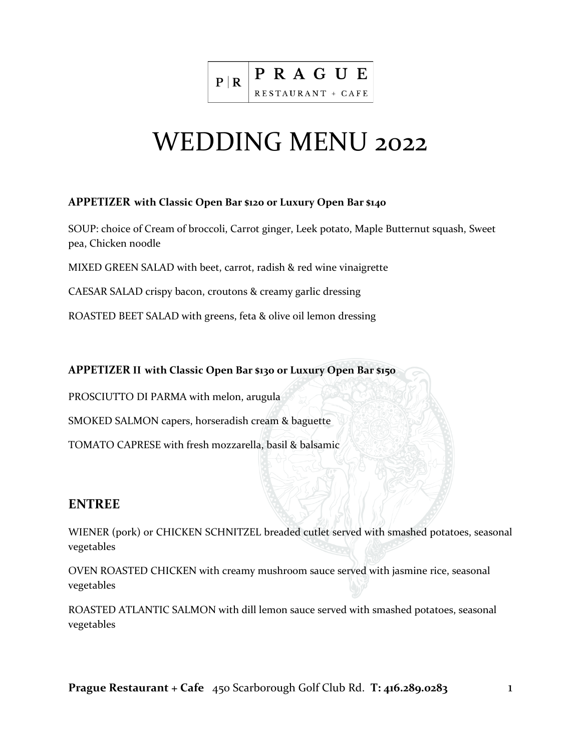P | R **PRAGUE** RESTAURANT + CAFE

# WEDDING MENU 2022

**APPETIZER with Classic Open Bar $120 or Luxury Open Bar $140**

SOUP: choice of Cream of broccoli, Carrot ginger, Leek potato, Maple Butternut squash, Sweet pea, Chicken noodle

MIXED GREEN SALAD with beet, carrot, radish & red wine vinaigrette

CAESAR SALAD crispy bacon, croutons & creamy garlic dressing

ROASTED BEET SALAD with greens, feta & olive oil lemon dressing

**APPETIZER II with Classic Open Bar $130 or Luxury Open Bar $150**

PROSCIUTTO DI PARMA with melon, arugula

SMOKED SALMON capers, horseradish cream & baguette

TOMATO CAPRESE with fresh mozzarella, basil & balsamic

## ENTREE

WIENER (pork) or CHICKEN SCHNITZEL breaded cutlet served with smashed potatoes, seasonal vegetables

OVEN ROASTED CHICKEN with creamy mushroom sauce served with jasmine rice, seasonal vegetables

ROASTED ATLANTIC SALMON with dill lemon sauce served with smashed potatoes, seasonal vegetables

**Prague Restaurant + Cafe** 450 Scarborough Golf Club Rd. **T: 416.289.0283**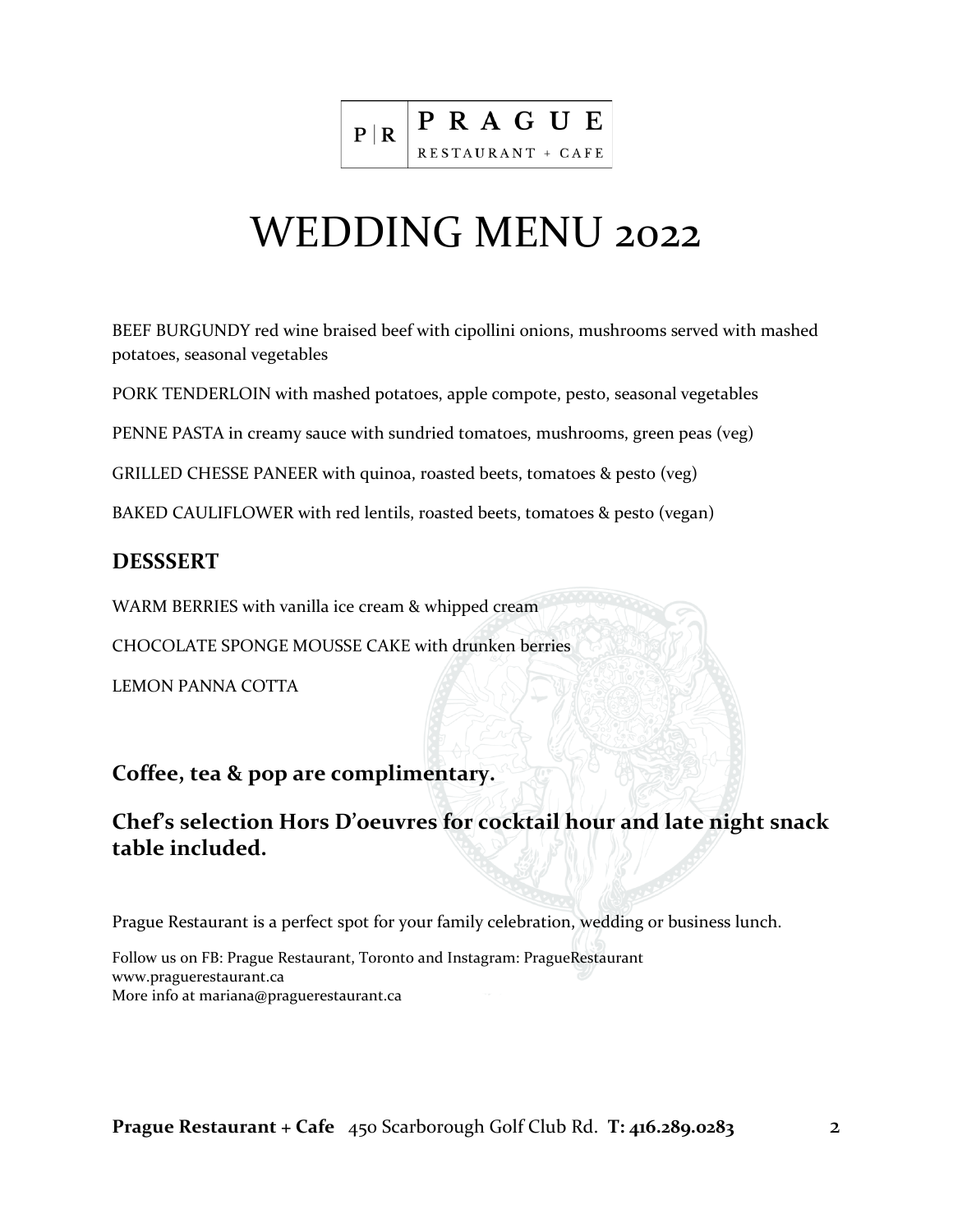P | R PRAGUE RESTAURANT + CAFE

# WEDDING MENU 2022

BEEF BURGUNDY red wine braised beef with cipollini onions, mushrooms served with mashed potatoes, seasonal vegetables

PORK TENDERLOIN with mashed potatoes, apple compote, pesto, seasonal vegetables

PENNE PASTA in creamy sauce with sundried tomatoes, mushrooms, green peas (veg)

GRILLED CHESSE PANEER with quinoa, roasted beets, tomatoes & pesto (veg)

BAKED CAULIFLOWER with red lentils, roasted beets, tomatoes & pesto (vegan)

## DESSSERT

WARM BERRIES with vanilla ice cream & whipped cream

CHOCOLATE SPONGE MOUSSE CAKE with drunken berries

LEMON PANNA COTTA

**Coffee, tea & pop are complimentary.**

**Chef's selection Hors D'oeuvres for cocktail hour and late night snack table included.**

Prague Restaurant is a perfect spot for your family celebration, wedding or business lunch.

Follow us on FB: Prague Restaurant, Toronto and Instagram: PragueRestaurant
www.praguerestaurant.ca
More info at mariana@praguerestaurant.ca

**Prague Restaurant + Cafe** 450 Scarborough Golf Club Rd. **T: 416.289.0283**